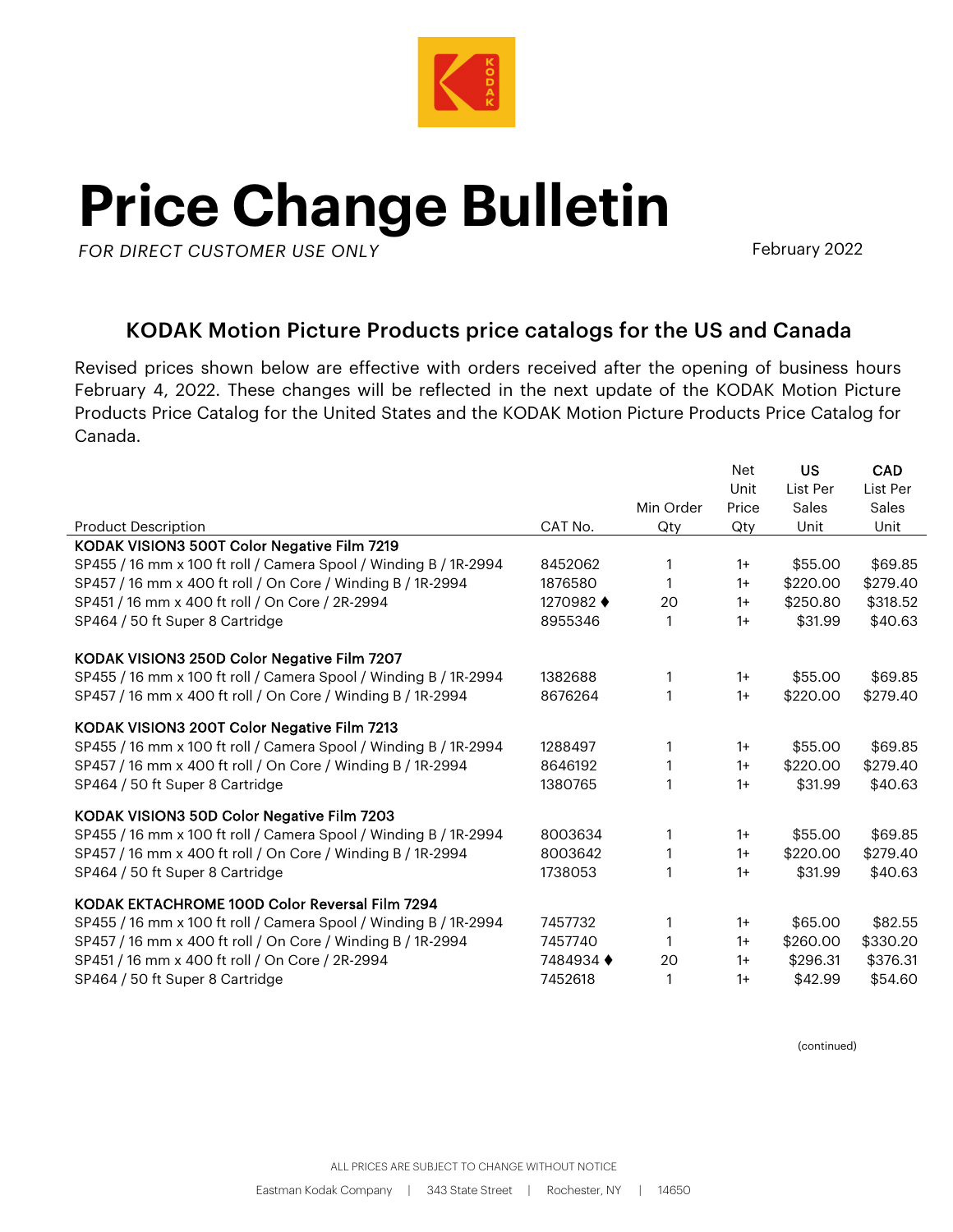# Price Change Bulletin

*FOR DIRECT CUSTOMER USE ONLY*

February 2022

## KODAK Motion Picture Products price catalogs for the US and Canada

Revised prices shown below are effective with orders received after the opening of business hours February 4, 2022. These changes will be reflected in the next update of the KODAK Motion Picture Products Price Catalog for the United States and the KODAK Motion Picture Products Price Catalog for Canada.

| Product Description | CAT No. | Min Order Qty | Net Unit Price Qty | US List Per Sales Unit | CAD List Per Sales Unit |
|---|---|---|---|---|---|
| **KODAK VISION3 500T Color Negative Film 7219** | | | | | |
| SP455 / 16 mm x 100 ft roll / Camera Spool / Winding B / 1R-2994 | 8452062 | 1 | 1+ | $55.00 | $69.85 |
| SP457 / 16 mm x 400 ft roll / On Core / Winding B / 1R-2994 | 1876580 | 1 | 1+ | $220.00 | $279.40 |
| SP451 / 16 mm x 400 ft roll / On Core / 2R-2994 | 1270982 ♦ | 20 | 1+ | $250.80 | $318.52 |
| SP464 / 50 ft Super 8 Cartridge | 8955346 | 1 | 1+ | $31.99 | $40.63 |
| **KODAK VISION3 250D Color Negative Film 7207** | | | | | |
| SP455 / 16 mm x 100 ft roll / Camera Spool / Winding B / 1R-2994 | 1382688 | 1 | 1+ | $55.00 | $69.85 |
| SP457 / 16 mm x 400 ft roll / On Core / Winding B / 1R-2994 | 8676264 | 1 | 1+ | $220.00 | $279.40 |
| **KODAK VISION3 200T Color Negative Film 7213** | | | | | |
| SP455 / 16 mm x 100 ft roll / Camera Spool / Winding B / 1R-2994 | 1288497 | 1 | 1+ | $55.00 | $69.85 |
| SP457 / 16 mm x 400 ft roll / On Core / Winding B / 1R-2994 | 8646192 | 1 | 1+ | $220.00 | $279.40 |
| SP464 / 50 ft Super 8 Cartridge | 1380765 | 1 | 1+ | $31.99 | $40.63 |
| **KODAK VISION3 50D Color Negative Film 7203** | | | | | |
| SP455 / 16 mm x 100 ft roll / Camera Spool / Winding B / 1R-2994 | 8003634 | 1 | 1+ | $55.00 | $69.85 |
| SP457 / 16 mm x 400 ft roll / On Core / Winding B / 1R-2994 | 8003642 | 1 | 1+ | $220.00 | $279.40 |
| SP464 / 50 ft Super 8 Cartridge | 1738053 | 1 | 1+ | $31.99 | $40.63 |
| **KODAK EKTACHROME 100D Color Reversal Film 7294** | | | | | |
| SP455 / 16 mm x 100 ft roll / Camera Spool / Winding B / 1R-2994 | 7457732 | 1 | 1+ | $65.00 | $82.55 |
| SP457 / 16 mm x 400 ft roll / On Core / Winding B / 1R-2994 | 7457740 | 1 | 1+ | $260.00 | $330.20 |
| SP451 / 16 mm x 400 ft roll / On Core / 2R-2994 | 7484934 ♦ | 20 | 1+ | $296.31 | $376.31 |
| SP464 / 50 ft Super 8 Cartridge | 7452618 | 1 | 1+ | $42.99 | $54.60 |

(continued)

ALL PRICES ARE SUBJECT TO CHANGE WITHOUT NOTICE

Eastman Kodak Company | 343 State Street | Rochester, NY | 14650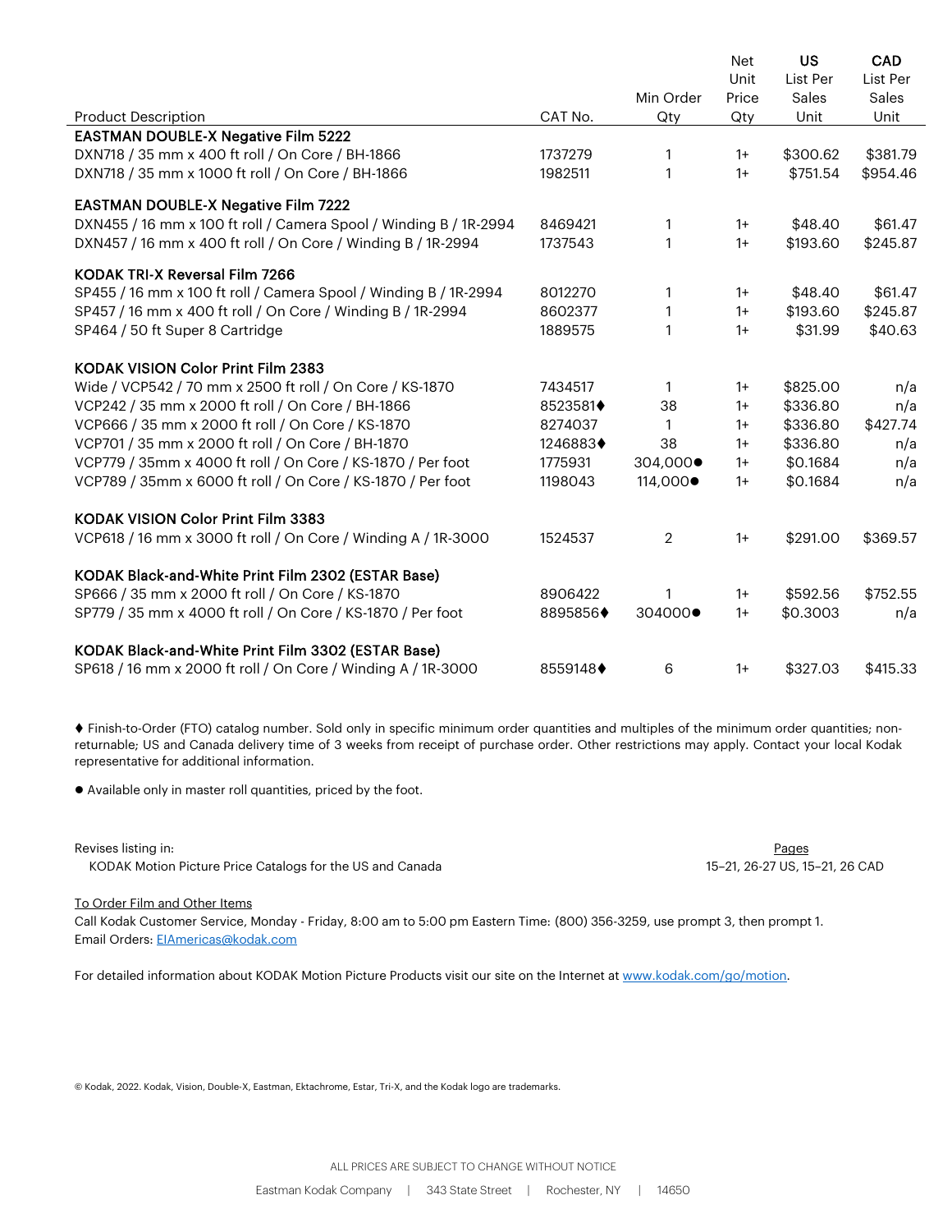| Product Description | CAT No. | Min Order Qty | Net Unit Price Qty | US List Per Sales Unit | CAD List Per Sales Unit |
|---|---|---|---|---|---|
| **EASTMAN DOUBLE-X Negative Film 5222** | | | | | |
| DXN718 / 35 mm x 400 ft roll / On Core / BH-1866 | 1737279 | 1 | 1+ | $300.62 | $381.79 |
| DXN718 / 35 mm x 1000 ft roll / On Core / BH-1866 | 1982511 | 1 | 1+ | $751.54 | $954.46 |
| **EASTMAN DOUBLE-X Negative Film 7222** | | | | | |
| DXN455 / 16 mm x 100 ft roll / Camera Spool / Winding B / 1R-2994 | 8469421 | 1 | 1+ | $48.40 | $61.47 |
| DXN457 / 16 mm x 400 ft roll / On Core / Winding B / 1R-2994 | 1737543 | 1 | 1+ | $193.60 | $245.87 |
| **KODAK TRI-X Reversal Film 7266** | | | | | |
| SP455 / 16 mm x 100 ft roll / Camera Spool / Winding B / 1R-2994 | 8012270 | 1 | 1+ | $48.40 | $61.47 |
| SP457 / 16 mm x 400 ft roll / On Core / Winding B / 1R-2994 | 8602377 | 1 | 1+ | $193.60 | $245.87 |
| SP464 / 50 ft Super 8 Cartridge | 1889575 | 1 | 1+ | $31.99 | $40.63 |
| **KODAK VISION Color Print Film 2383** | | | | | |
| Wide / VCP542 / 70 mm x 2500 ft roll / On Core / KS-1870 | 7434517 | 1 | 1+ | $825.00 | n/a |
| VCP242 / 35 mm x 2000 ft roll / On Core / BH-1866 | 8523581♦ | 38 | 1+ | $336.80 | n/a |
| VCP666 / 35 mm x 2000 ft roll / On Core / KS-1870 | 8274037 | 1 | 1+ | $336.80 | $427.74 |
| VCP701 / 35 mm x 2000 ft roll / On Core / BH-1870 | 1246883♦ | 38 | 1+ | $336.80 | n/a |
| VCP779 / 35mm x 4000 ft roll / On Core / KS-1870 / Per foot | 1775931 | 304,000● | 1+ | $0.1684 | n/a |
| VCP789 / 35mm x 6000 ft roll / On Core / KS-1870 / Per foot | 1198043 | 114,000● | 1+ | $0.1684 | n/a |
| **KODAK VISION Color Print Film 3383** | | | | | |
| VCP618 / 16 mm x 3000 ft roll / On Core / Winding A / 1R-3000 | 1524537 | 2 | 1+ | $291.00 | $369.57 |
| **KODAK Black-and-White Print Film 2302 (ESTAR Base)** | | | | | |
| SP666 / 35 mm x 2000 ft roll / On Core / KS-1870 | 8906422 | 1 | 1+ | $592.56 | $752.55 |
| SP779 / 35 mm x 4000 ft roll / On Core / KS-1870 / Per foot | 8895856♦ | 304000● | 1+ | $0.3003 | n/a |
| **KODAK Black-and-White Print Film 3302 (ESTAR Base)** | | | | | |
| SP618 / 16 mm x 2000 ft roll / On Core / Winding A / 1R-3000 | 8559148♦ | 6 | 1+ | $327.03 | $415.33 |

♦ Finish-to-Order (FTO) catalog number. Sold only in specific minimum order quantities and multiples of the minimum order quantities; non-returnable; US and Canada delivery time of 3 weeks from receipt of purchase order. Other restrictions may apply. Contact your local Kodak representative for additional information.

● Available only in master roll quantities, priced by the foot.

| Revises listing in: | Pages |
|---|---|
| KODAK Motion Picture Price Catalogs for the US and Canada | 15–21, 26-27 US, 15–21, 26 CAD |

To Order Film and Other Items

Call Kodak Customer Service, Monday - Friday, 8:00 am to 5:00 pm Eastern Time: (800) 356-3259, use prompt 3, then prompt 1.
Email Orders: EIAmericas@kodak.com

For detailed information about KODAK Motion Picture Products visit our site on the Internet at www.kodak.com/go/motion.

© Kodak, 2022. Kodak, Vision, Double-X, Eastman, Ektachrome, Estar, Tri-X, and the Kodak logo are trademarks.

ALL PRICES ARE SUBJECT TO CHANGE WITHOUT NOTICE

Eastman Kodak Company | 343 State Street | Rochester, NY | 14650